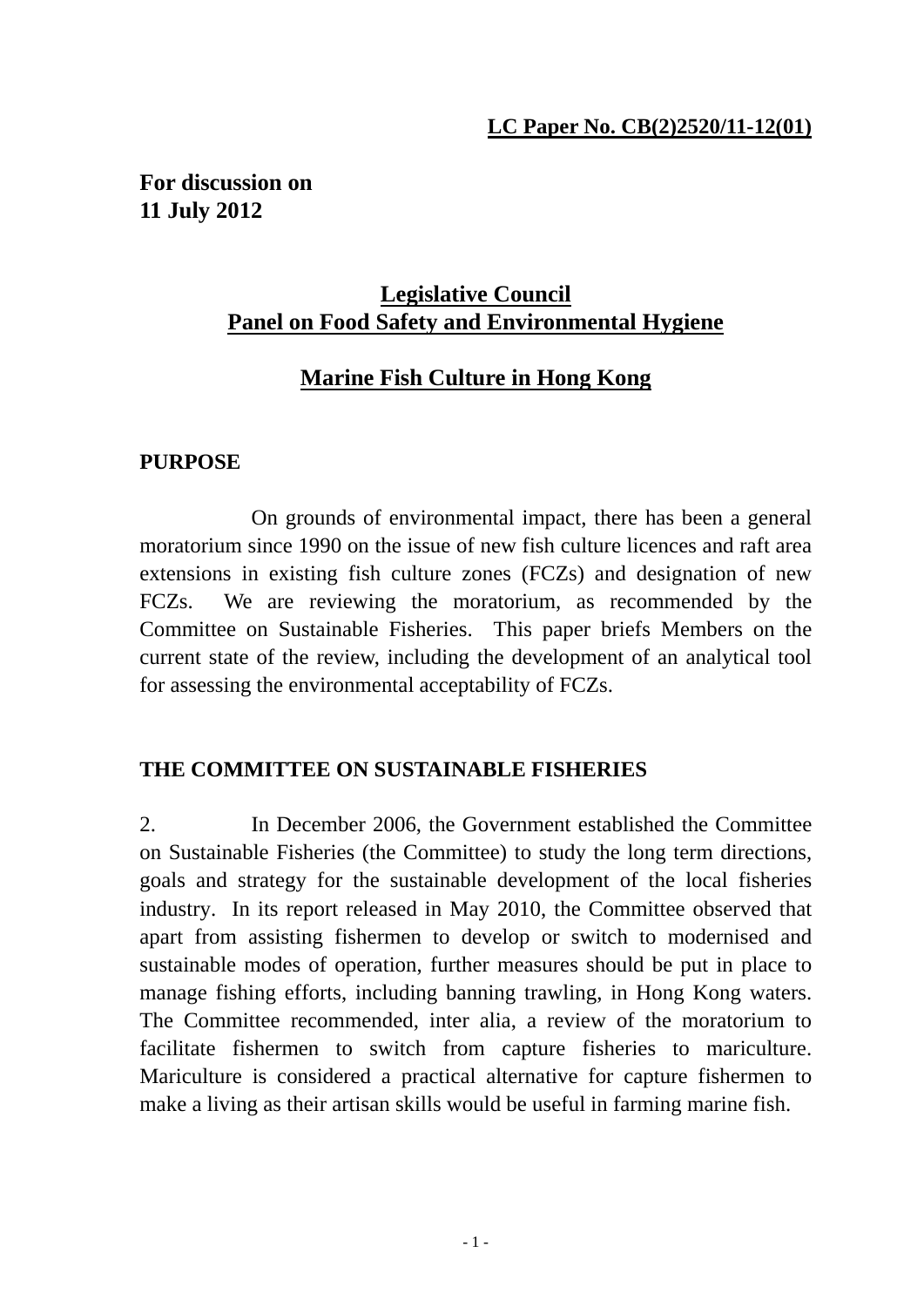**LC Paper No. CB(2)2520/11-12(01)**

**For discussion on**
**11 July 2012**

## Legislative Council
## Panel on Food Safety and Environmental Hygiene

## Marine Fish Culture in Hong Kong

### PURPOSE

On grounds of environmental impact, there has been a general moratorium since 1990 on the issue of new fish culture licences and raft area extensions in existing fish culture zones (FCZs) and designation of new FCZs. We are reviewing the moratorium, as recommended by the Committee on Sustainable Fisheries. This paper briefs Members on the current state of the review, including the development of an analytical tool for assessing the environmental acceptability of FCZs.

### THE COMMITTEE ON SUSTAINABLE FISHERIES

2. In December 2006, the Government established the Committee on Sustainable Fisheries (the Committee) to study the long term directions, goals and strategy for the sustainable development of the local fisheries industry. In its report released in May 2010, the Committee observed that apart from assisting fishermen to develop or switch to modernised and sustainable modes of operation, further measures should be put in place to manage fishing efforts, including banning trawling, in Hong Kong waters. The Committee recommended, inter alia, a review of the moratorium to facilitate fishermen to switch from capture fisheries to mariculture. Mariculture is considered a practical alternative for capture fishermen to make a living as their artisan skills would be useful in farming marine fish.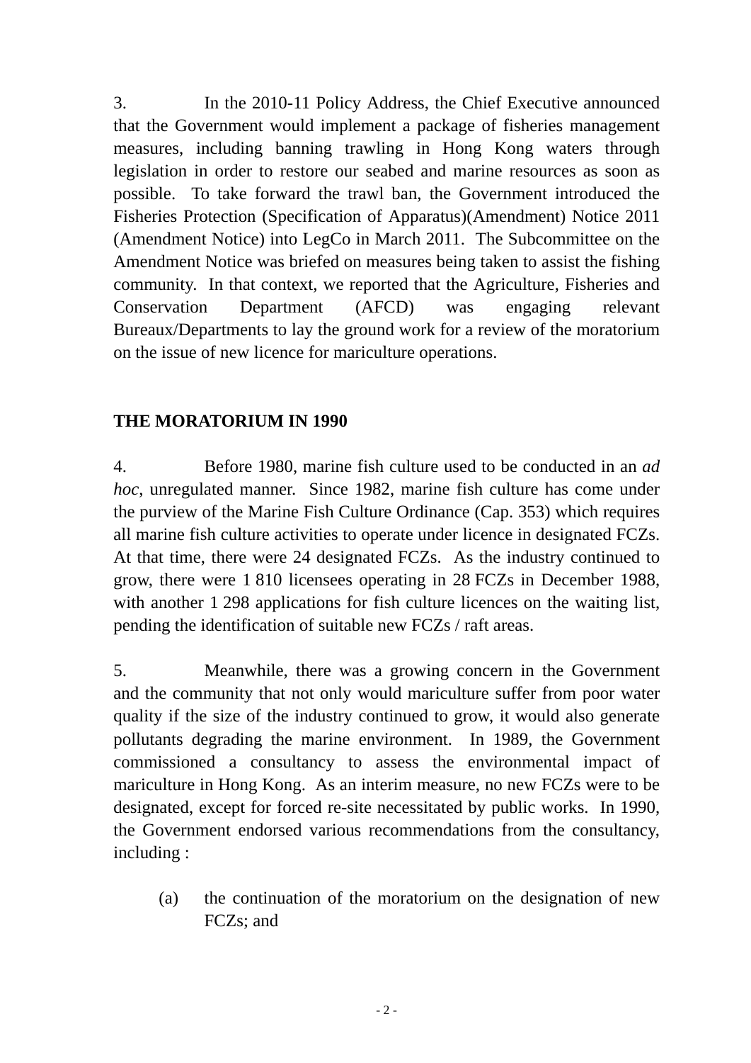3. In the 2010-11 Policy Address, the Chief Executive announced that the Government would implement a package of fisheries management measures, including banning trawling in Hong Kong waters through legislation in order to restore our seabed and marine resources as soon as possible. To take forward the trawl ban, the Government introduced the Fisheries Protection (Specification of Apparatus)(Amendment) Notice 2011 (Amendment Notice) into LegCo in March 2011. The Subcommittee on the Amendment Notice was briefed on measures being taken to assist the fishing community. In that context, we reported that the Agriculture, Fisheries and Conservation Department (AFCD) was engaging relevant Bureaux/Departments to lay the ground work for a review of the moratorium on the issue of new licence for mariculture operations.

**THE MORATORIUM IN 1990**

4. Before 1980, marine fish culture used to be conducted in an *ad hoc*, unregulated manner. Since 1982, marine fish culture has come under the purview of the Marine Fish Culture Ordinance (Cap. 353) which requires all marine fish culture activities to operate under licence in designated FCZs. At that time, there were 24 designated FCZs. As the industry continued to grow, there were 1 810 licensees operating in 28 FCZs in December 1988, with another 1 298 applications for fish culture licences on the waiting list, pending the identification of suitable new FCZs / raft areas.

5. Meanwhile, there was a growing concern in the Government and the community that not only would mariculture suffer from poor water quality if the size of the industry continued to grow, it would also generate pollutants degrading the marine environment. In 1989, the Government commissioned a consultancy to assess the environmental impact of mariculture in Hong Kong. As an interim measure, no new FCZs were to be designated, except for forced re-site necessitated by public works. In 1990, the Government endorsed various recommendations from the consultancy, including :

(a) the continuation of the moratorium on the designation of new FCZs; and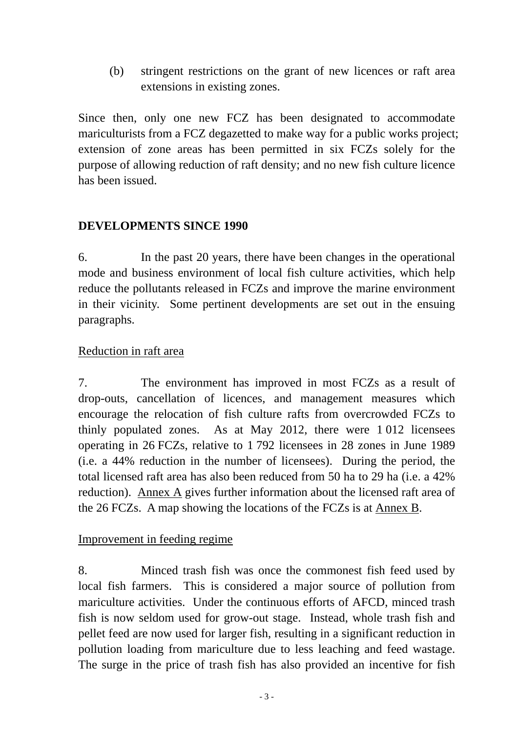(b) stringent restrictions on the grant of new licences or raft area extensions in existing zones.

Since then, only one new FCZ has been designated to accommodate mariculturists from a FCZ degazetted to make way for a public works project; extension of zone areas has been permitted in six FCZs solely for the purpose of allowing reduction of raft density; and no new fish culture licence has been issued.

## DEVELOPMENTS SINCE 1990

6. In the past 20 years, there have been changes in the operational mode and business environment of local fish culture activities, which help reduce the pollutants released in FCZs and improve the marine environment in their vicinity. Some pertinent developments are set out in the ensuing paragraphs.

### Reduction in raft area

7. The environment has improved in most FCZs as a result of drop-outs, cancellation of licences, and management measures which encourage the relocation of fish culture rafts from overcrowded FCZs to thinly populated zones. As at May 2012, there were 1 012 licensees operating in 26 FCZs, relative to 1 792 licensees in 28 zones in June 1989 (i.e. a 44% reduction in the number of licensees). During the period, the total licensed raft area has also been reduced from 50 ha to 29 ha (i.e. a 42% reduction). Annex A gives further information about the licensed raft area of the 26 FCZs. A map showing the locations of the FCZs is at Annex B.

### Improvement in feeding regime

8. Minced trash fish was once the commonest fish feed used by local fish farmers. This is considered a major source of pollution from mariculture activities. Under the continuous efforts of AFCD, minced trash fish is now seldom used for grow-out stage. Instead, whole trash fish and pellet feed are now used for larger fish, resulting in a significant reduction in pollution loading from mariculture due to less leaching and feed wastage. The surge in the price of trash fish has also provided an incentive for fish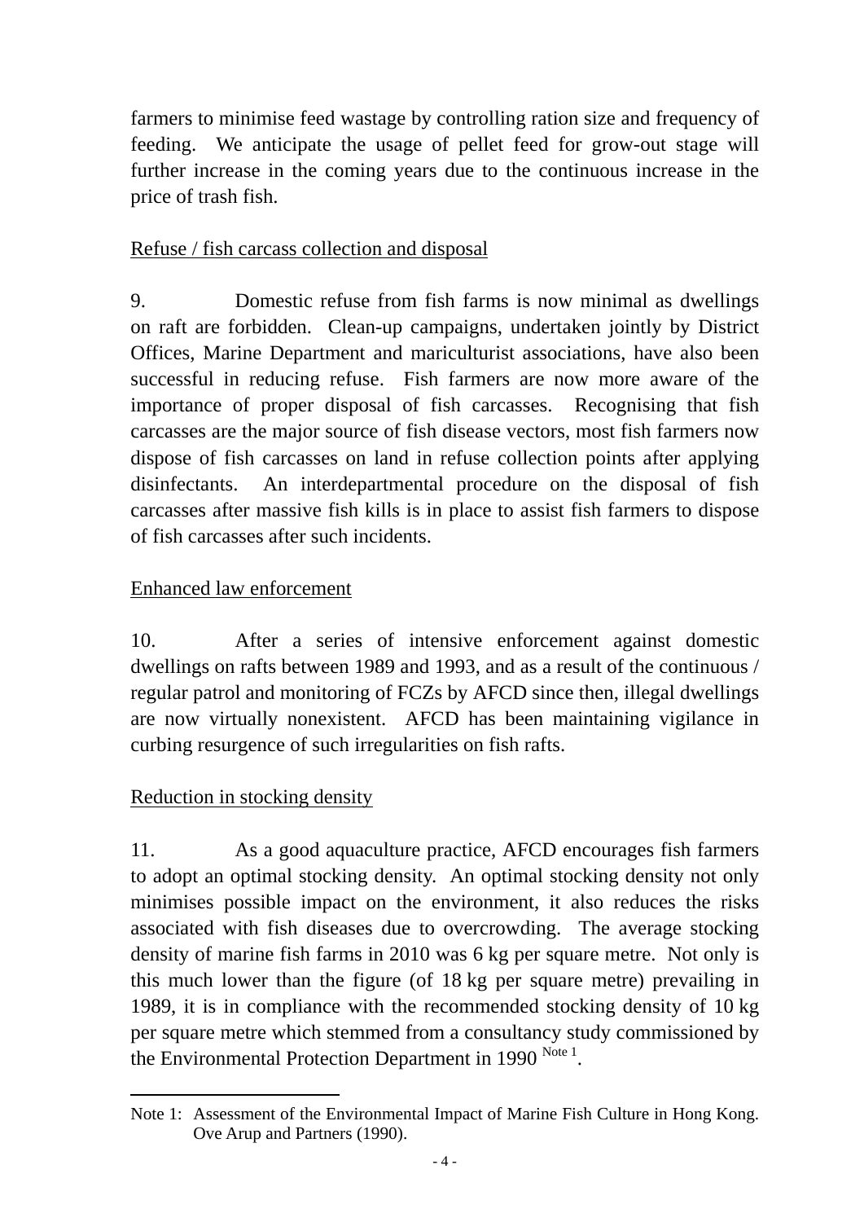farmers to minimise feed wastage by controlling ration size and frequency of feeding. We anticipate the usage of pellet feed for grow-out stage will further increase in the coming years due to the continuous increase in the price of trash fish.

Refuse / fish carcass collection and disposal

9. Domestic refuse from fish farms is now minimal as dwellings on raft are forbidden. Clean-up campaigns, undertaken jointly by District Offices, Marine Department and mariculturist associations, have also been successful in reducing refuse. Fish farmers are now more aware of the importance of proper disposal of fish carcasses. Recognising that fish carcasses are the major source of fish disease vectors, most fish farmers now dispose of fish carcasses on land in refuse collection points after applying disinfectants. An interdepartmental procedure on the disposal of fish carcasses after massive fish kills is in place to assist fish farmers to dispose of fish carcasses after such incidents.

Enhanced law enforcement

10. After a series of intensive enforcement against domestic dwellings on rafts between 1989 and 1993, and as a result of the continuous / regular patrol and monitoring of FCZs by AFCD since then, illegal dwellings are now virtually nonexistent. AFCD has been maintaining vigilance in curbing resurgence of such irregularities on fish rafts.

Reduction in stocking density

11. As a good aquaculture practice, AFCD encourages fish farmers to adopt an optimal stocking density. An optimal stocking density not only minimises possible impact on the environment, it also reduces the risks associated with fish diseases due to overcrowding. The average stocking density of marine fish farms in 2010 was 6 kg per square metre. Not only is this much lower than the figure (of 18 kg per square metre) prevailing in 1989, it is in compliance with the recommended stocking density of 10 kg per square metre which stemmed from a consultancy study commissioned by the Environmental Protection Department in 1990 [Note 1].

---

Note 1: Assessment of the Environmental Impact of Marine Fish Culture in Hong Kong. Ove Arup and Partners (1990).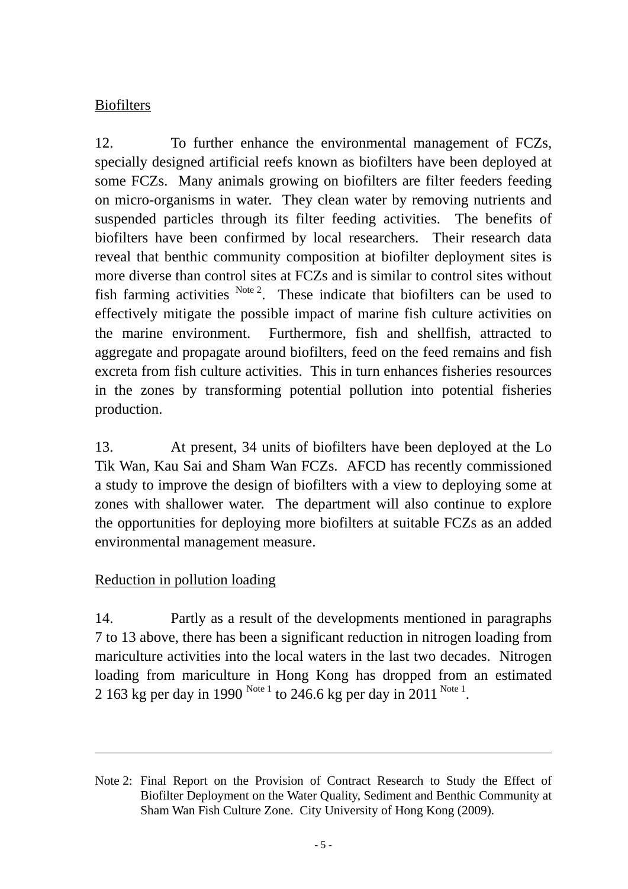Biofilters

12. To further enhance the environmental management of FCZs, specially designed artificial reefs known as biofilters have been deployed at some FCZs. Many animals growing on biofilters are filter feeders feeding on micro-organisms in water. They clean water by removing nutrients and suspended particles through its filter feeding activities. The benefits of biofilters have been confirmed by local researchers. Their research data reveal that benthic community composition at biofilter deployment sites is more diverse than control sites at FCZs and is similar to control sites without fish farming activities [Note 2]. These indicate that biofilters can be used to effectively mitigate the possible impact of marine fish culture activities on the marine environment. Furthermore, fish and shellfish, attracted to aggregate and propagate around biofilters, feed on the feed remains and fish excreta from fish culture activities. This in turn enhances fisheries resources in the zones by transforming potential pollution into potential fisheries production.

13. At present, 34 units of biofilters have been deployed at the Lo Tik Wan, Kau Sai and Sham Wan FCZs. AFCD has recently commissioned a study to improve the design of biofilters with a view to deploying some at zones with shallower water. The department will also continue to explore the opportunities for deploying more biofilters at suitable FCZs as an added environmental management measure.

Reduction in pollution loading

14. Partly as a result of the developments mentioned in paragraphs 7 to 13 above, there has been a significant reduction in nitrogen loading from mariculture activities into the local waters in the last two decades. Nitrogen loading from mariculture in Hong Kong has dropped from an estimated 2 163 kg per day in 1990 [Note 1] to 246.6 kg per day in 2011 [Note 1].

---

Note 2: Final Report on the Provision of Contract Research to Study the Effect of Biofilter Deployment on the Water Quality, Sediment and Benthic Community at Sham Wan Fish Culture Zone. City University of Hong Kong (2009).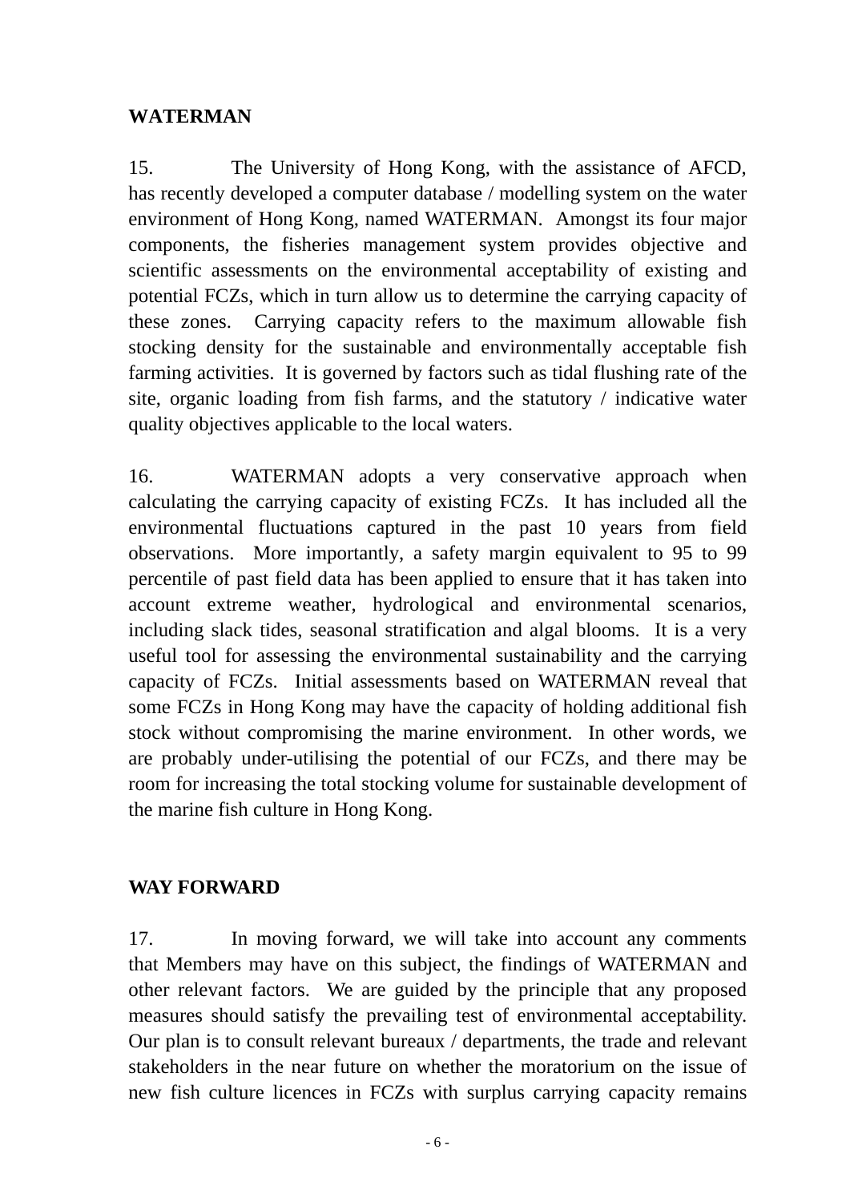## WATERMAN

15. The University of Hong Kong, with the assistance of AFCD, has recently developed a computer database / modelling system on the water environment of Hong Kong, named WATERMAN. Amongst its four major components, the fisheries management system provides objective and scientific assessments on the environmental acceptability of existing and potential FCZs, which in turn allow us to determine the carrying capacity of these zones. Carrying capacity refers to the maximum allowable fish stocking density for the sustainable and environmentally acceptable fish farming activities. It is governed by factors such as tidal flushing rate of the site, organic loading from fish farms, and the statutory / indicative water quality objectives applicable to the local waters.

16. WATERMAN adopts a very conservative approach when calculating the carrying capacity of existing FCZs. It has included all the environmental fluctuations captured in the past 10 years from field observations. More importantly, a safety margin equivalent to 95 to 99 percentile of past field data has been applied to ensure that it has taken into account extreme weather, hydrological and environmental scenarios, including slack tides, seasonal stratification and algal blooms. It is a very useful tool for assessing the environmental sustainability and the carrying capacity of FCZs. Initial assessments based on WATERMAN reveal that some FCZs in Hong Kong may have the capacity of holding additional fish stock without compromising the marine environment. In other words, we are probably under-utilising the potential of our FCZs, and there may be room for increasing the total stocking volume for sustainable development of the marine fish culture in Hong Kong.

## WAY FORWARD

17. In moving forward, we will take into account any comments that Members may have on this subject, the findings of WATERMAN and other relevant factors. We are guided by the principle that any proposed measures should satisfy the prevailing test of environmental acceptability. Our plan is to consult relevant bureaux / departments, the trade and relevant stakeholders in the near future on whether the moratorium on the issue of new fish culture licences in FCZs with surplus carrying capacity remains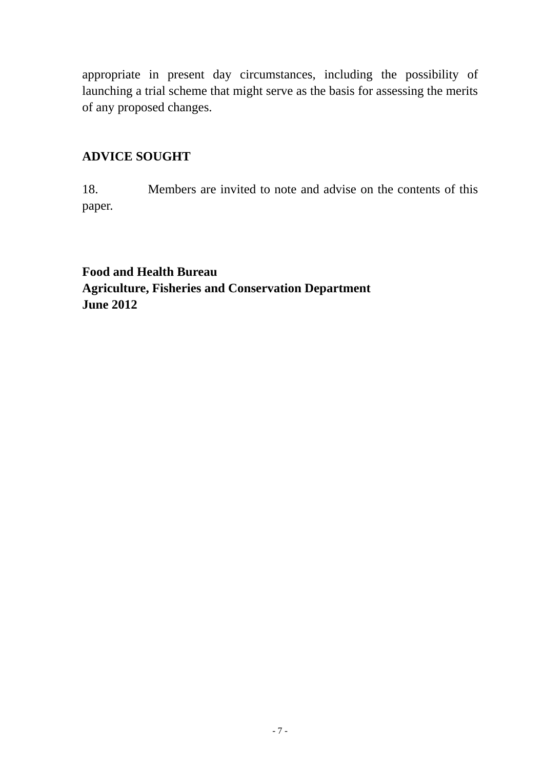appropriate in present day circumstances, including the possibility of launching a trial scheme that might serve as the basis for assessing the merits of any proposed changes.

## ADVICE SOUGHT

18. Members are invited to note and advise on the contents of this paper.

**Food and Health Bureau**
**Agriculture, Fisheries and Conservation Department**
**June 2012**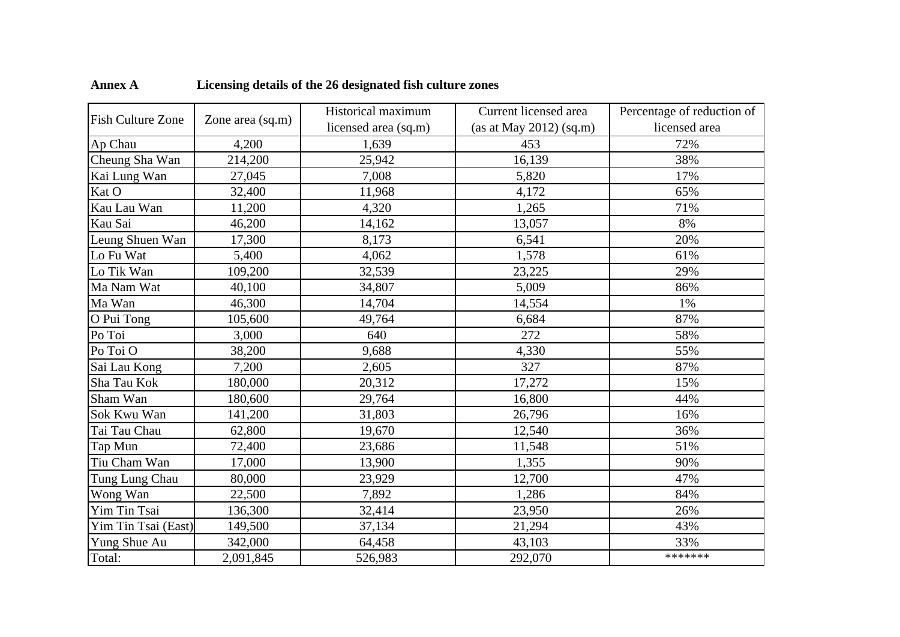**Annex A** **Licensing details of the 26 designated fish culture zones**

| Fish Culture Zone | Zone area (sq.m) | Historical maximum licensed area (sq.m) | Current licensed area (as at May 2012) (sq.m) | Percentage of reduction of licensed area |
|---|---|---|---|---|
| Ap Chau | 4,200 | 1,639 | 453 | 72% |
| Cheung Sha Wan | 214,200 | 25,942 | 16,139 | 38% |
| Kai Lung Wan | 27,045 | 7,008 | 5,820 | 17% |
| Kat O | 32,400 | 11,968 | 4,172 | 65% |
| Kau Lau Wan | 11,200 | 4,320 | 1,265 | 71% |
| Kau Sai | 46,200 | 14,162 | 13,057 | 8% |
| Leung Shuen Wan | 17,300 | 8,173 | 6,541 | 20% |
| Lo Fu Wat | 5,400 | 4,062 | 1,578 | 61% |
| Lo Tik Wan | 109,200 | 32,539 | 23,225 | 29% |
| Ma Nam Wat | 40,100 | 34,807 | 5,009 | 86% |
| Ma Wan | 46,300 | 14,704 | 14,554 | 1% |
| O Pui Tong | 105,600 | 49,764 | 6,684 | 87% |
| Po Toi | 3,000 | 640 | 272 | 58% |
| Po Toi O | 38,200 | 9,688 | 4,330 | 55% |
| Sai Lau Kong | 7,200 | 2,605 | 327 | 87% |
| Sha Tau Kok | 180,000 | 20,312 | 17,272 | 15% |
| Sham Wan | 180,600 | 29,764 | 16,800 | 44% |
| Sok Kwu Wan | 141,200 | 31,803 | 26,796 | 16% |
| Tai Tau Chau | 62,800 | 19,670 | 12,540 | 36% |
| Tap Mun | 72,400 | 23,686 | 11,548 | 51% |
| Tiu Cham Wan | 17,000 | 13,900 | 1,355 | 90% |
| Tung Lung Chau | 80,000 | 23,929 | 12,700 | 47% |
| Wong Wan | 22,500 | 7,892 | 1,286 | 84% |
| Yim Tin Tsai | 136,300 | 32,414 | 23,950 | 26% |
| Yim Tin Tsai (East) | 149,500 | 37,134 | 21,294 | 43% |
| Yung Shue Au | 342,000 | 64,458 | 43,103 | 33% |
| Total: | 2,091,845 | 526,983 | 292,070 | ******* |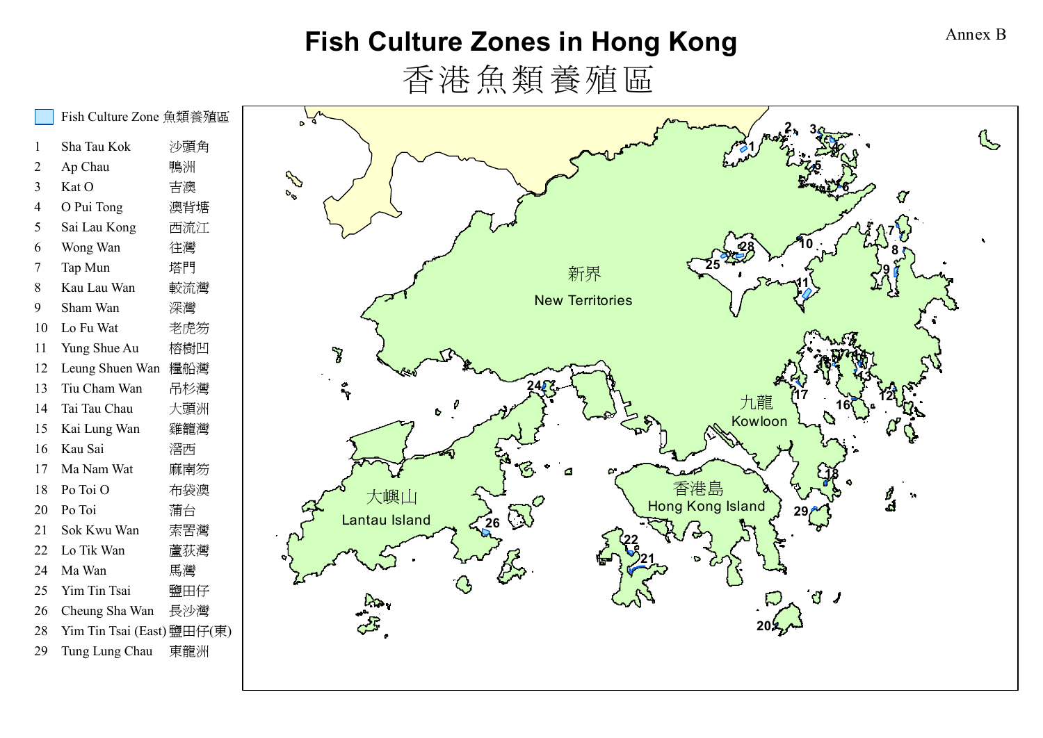Annex B

# Fish Culture Zones in Hong Kong

# 香港魚類養殖區

Fish Culture Zone 魚類養殖區

| | | |
|---|---|---|
| 1 | Sha Tau Kok | 沙頭角 |
| 2 | Ap Chau | 鴨洲 |
| 3 | Kat O | 吉澳 |
| 4 | O Pui Tong | 澳背塘 |
| 5 | Sai Lau Kong | 西流江 |
| 6 | Wong Wan | 往灣 |
| 7 | Tap Mun | 塔門 |
| 8 | Kau Lau Wan | 較流灣 |
| 9 | Sham Wan | 深灣 |
| 10 | Lo Fu Wat | 老虎笏 |
| 11 | Yung Shue Au | 榕樹凹 |
| 12 | Leung Shuen Wan | 糧船灣 |
| 13 | Tiu Cham Wan | 吊杉灣 |
| 14 | Tai Tau Chau | 大頭洲 |
| 15 | Kai Lung Wan | 雞籠灣 |
| 16 | Kau Sai | 滘西 |
| 17 | Ma Nam Wat | 麻南笏 |
| 18 | Po Toi O | 布袋澳 |
| 20 | Po Toi | 蒲台 |
| 21 | Sok Kwu Wan | 索罟灣 |
| 22 | Lo Tik Wan | 蘆荻灣 |
| 24 | Ma Wan | 馬灣 |
| 25 | Yim Tin Tsai | 鹽田仔 |
| 26 | Cheung Sha Wan | 長沙灣 |
| 28 | Yim Tin Tsai (East) | 鹽田仔(東) |
| 29 | Tung Lung Chau | 東龍洲 |

新界
New Territories

九龍
Kowloon

大嶼山
Lantau Island

香港島
Hong Kong Island

1 2 3 5 6 7 8 9 10 11 12 13 14 15 16 17 18 20 21 22 24 25 26 28 29